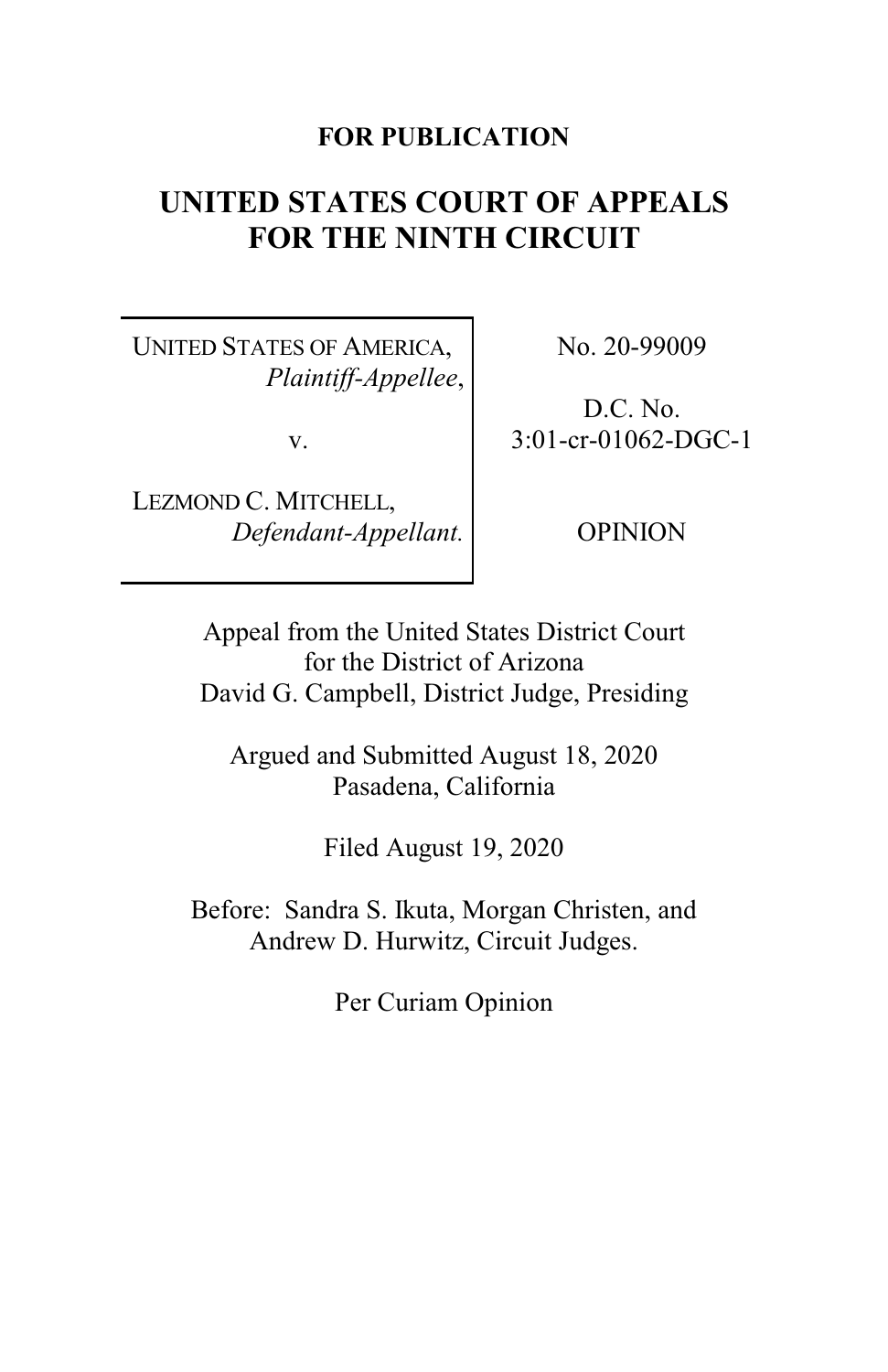**FOR PUBLICATION**

# UNITED STATES COURT OF APPEALS FOR THE NINTH CIRCUIT

| | |
|---|---|
| UNITED STATES OF AMERICA, *Plaintiff-Appellee*, <br><br> v. <br><br> LEZMOND C. MITCHELL, *Defendant-Appellant.* | No. 20-99009 <br><br> D.C. No. 3:01-cr-01062-DGC-1 <br><br> OPINION |

Appeal from the United States District Court for the District of Arizona
David G. Campbell, District Judge, Presiding

Argued and Submitted August 18, 2020
Pasadena, California

Filed August 19, 2020

Before: Sandra S. Ikuta, Morgan Christen, and Andrew D. Hurwitz, Circuit Judges.

Per Curiam Opinion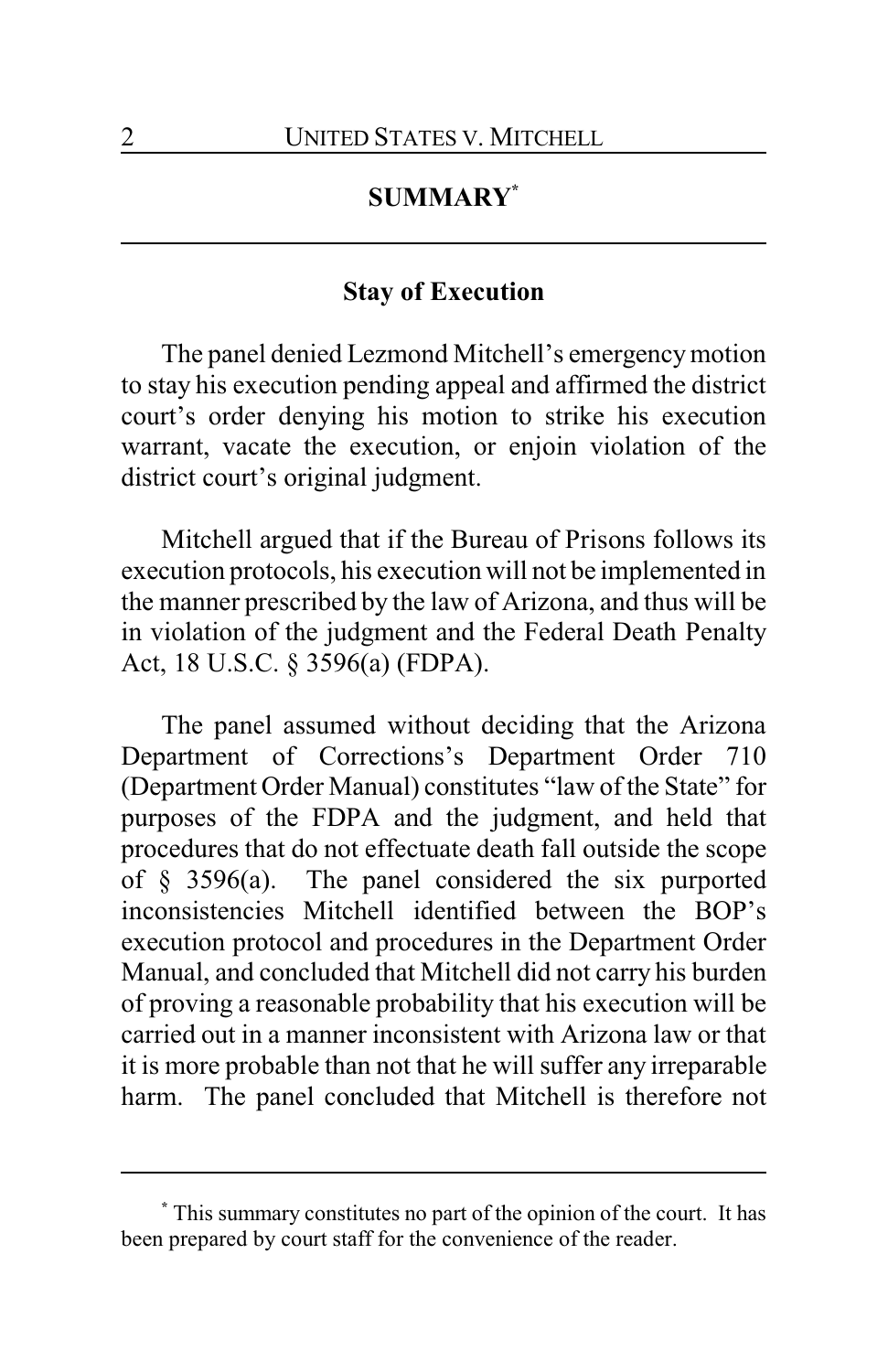## SUMMARY[*]

### Stay of Execution

The panel denied Lezmond Mitchell's emergency motion to stay his execution pending appeal and affirmed the district court's order denying his motion to strike his execution warrant, vacate the execution, or enjoin violation of the district court's original judgment.

Mitchell argued that if the Bureau of Prisons follows its execution protocols, his execution will not be implemented in the manner prescribed by the law of Arizona, and thus will be in violation of the judgment and the Federal Death Penalty Act, 18 U.S.C. § 3596(a) (FDPA).

The panel assumed without deciding that the Arizona Department of Corrections's Department Order 710 (Department Order Manual) constitutes "law of the State" for purposes of the FDPA and the judgment, and held that procedures that do not effectuate death fall outside the scope of § 3596(a). The panel considered the six purported inconsistencies Mitchell identified between the BOP's execution protocol and procedures in the Department Order Manual, and concluded that Mitchell did not carry his burden of proving a reasonable probability that his execution will be carried out in a manner inconsistent with Arizona law or that it is more probable than not that he will suffer any irreparable harm. The panel concluded that Mitchell is therefore not

---

[*] This summary constitutes no part of the opinion of the court. It has been prepared by court staff for the convenience of the reader.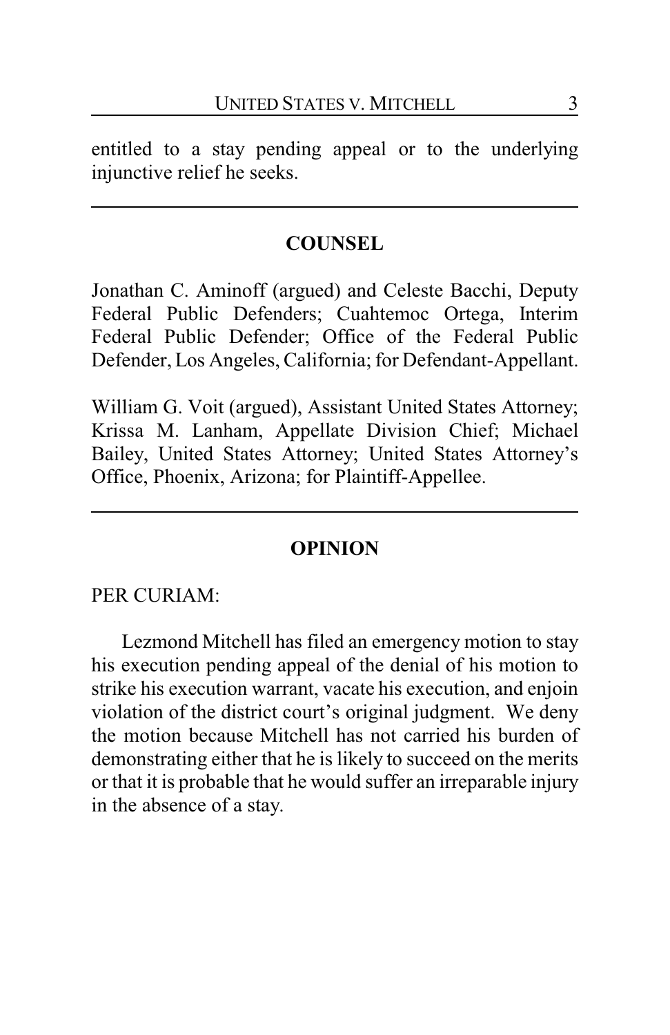entitled to a stay pending appeal or to the underlying injunctive relief he seeks.

---

## COUNSEL

Jonathan C. Aminoff (argued) and Celeste Bacchi, Deputy Federal Public Defenders; Cuahtemoc Ortega, Interim Federal Public Defender; Office of the Federal Public Defender, Los Angeles, California; for Defendant-Appellant.

William G. Voit (argued), Assistant United States Attorney; Krissa M. Lanham, Appellate Division Chief; Michael Bailey, United States Attorney; United States Attorney's Office, Phoenix, Arizona; for Plaintiff-Appellee.

---

## OPINION

PER CURIAM:

Lezmond Mitchell has filed an emergency motion to stay his execution pending appeal of the denial of his motion to strike his execution warrant, vacate his execution, and enjoin violation of the district court's original judgment. We deny the motion because Mitchell has not carried his burden of demonstrating either that he is likely to succeed on the merits or that it is probable that he would suffer an irreparable injury in the absence of a stay.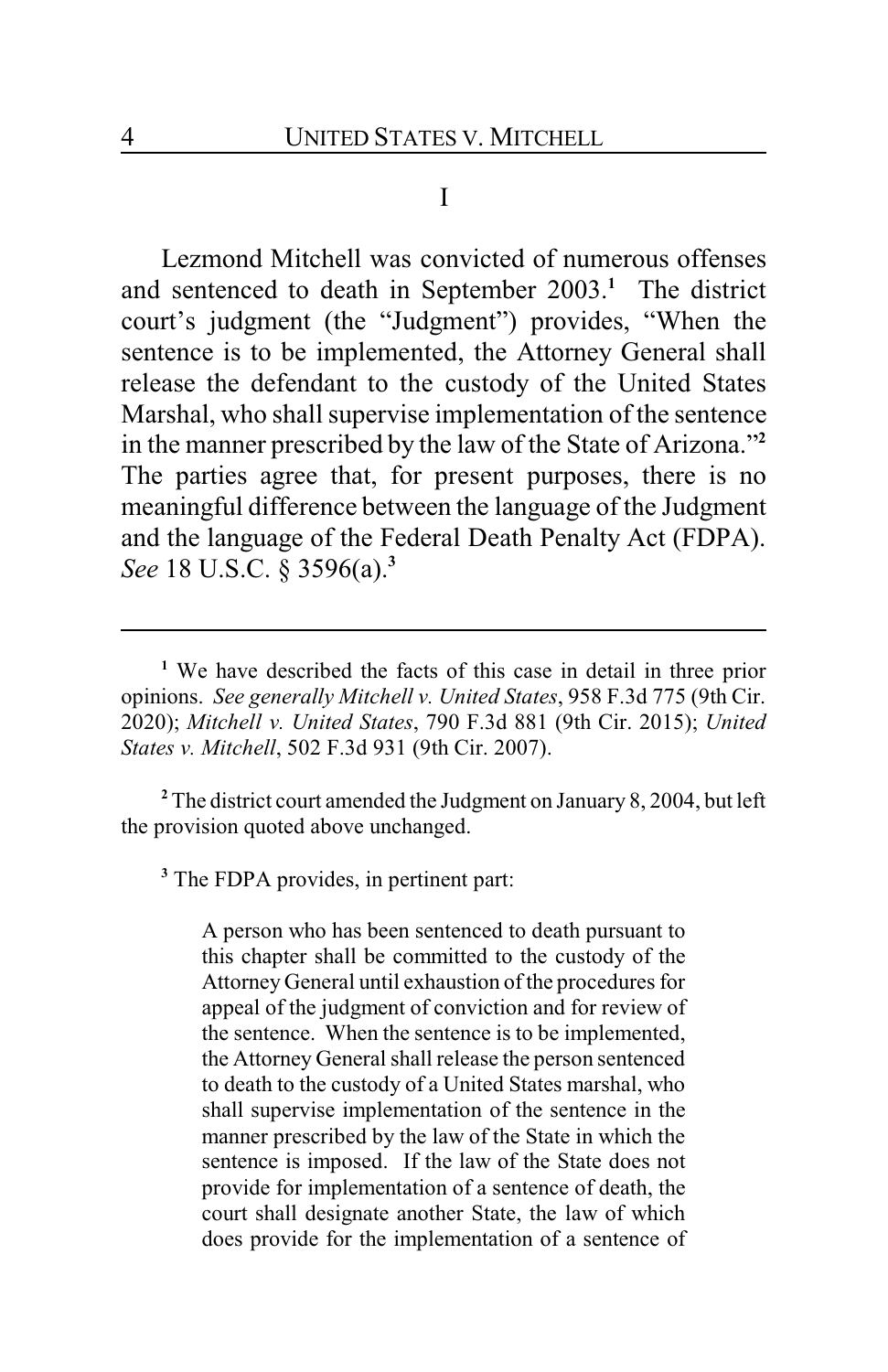I

Lezmond Mitchell was convicted of numerous offenses and sentenced to death in September 2003.[1] The district court's judgment (the "Judgment") provides, "When the sentence is to be implemented, the Attorney General shall release the defendant to the custody of the United States Marshal, who shall supervise implementation of the sentence in the manner prescribed by the law of the State of Arizona."[2] The parties agree that, for present purposes, there is no meaningful difference between the language of the Judgment and the language of the Federal Death Penalty Act (FDPA). *See* 18 U.S.C. § 3596(a).[3]

---

[1] We have described the facts of this case in detail in three prior opinions. *See generally Mitchell v. United States*, 958 F.3d 775 (9th Cir. 2020); *Mitchell v. United States*, 790 F.3d 881 (9th Cir. 2015); *United States v. Mitchell*, 502 F.3d 931 (9th Cir. 2007).

[2] The district court amended the Judgment on January 8, 2004, but left the provision quoted above unchanged.

[3] The FDPA provides, in pertinent part:

> A person who has been sentenced to death pursuant to this chapter shall be committed to the custody of the Attorney General until exhaustion of the procedures for appeal of the judgment of conviction and for review of the sentence. When the sentence is to be implemented, the Attorney General shall release the person sentenced to death to the custody of a United States marshal, who shall supervise implementation of the sentence in the manner prescribed by the law of the State in which the sentence is imposed. If the law of the State does not provide for implementation of a sentence of death, the court shall designate another State, the law of which does provide for the implementation of a sentence of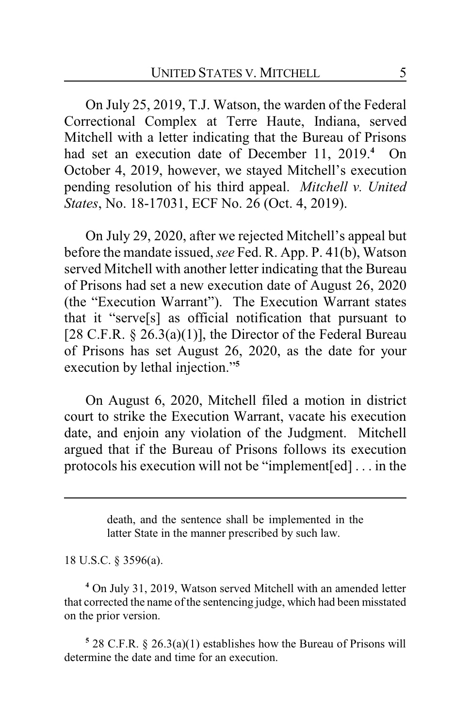On July 25, 2019, T.J. Watson, the warden of the Federal Correctional Complex at Terre Haute, Indiana, served Mitchell with a letter indicating that the Bureau of Prisons had set an execution date of December 11, 2019.[4] On October 4, 2019, however, we stayed Mitchell's execution pending resolution of his third appeal. *Mitchell v. United States*, No. 18-17031, ECF No. 26 (Oct. 4, 2019).

On July 29, 2020, after we rejected Mitchell's appeal but before the mandate issued, *see* Fed. R. App. P. 41(b), Watson served Mitchell with another letter indicating that the Bureau of Prisons had set a new execution date of August 26, 2020 (the "Execution Warrant"). The Execution Warrant states that it "serve[s] as official notification that pursuant to [28 C.F.R. § 26.3(a)(1)], the Director of the Federal Bureau of Prisons has set August 26, 2020, as the date for your execution by lethal injection."[5]

On August 6, 2020, Mitchell filed a motion in district court to strike the Execution Warrant, vacate his execution date, and enjoin any violation of the Judgment. Mitchell argued that if the Bureau of Prisons follows its execution protocols his execution will not be "implement[ed] . . . in the

---

> death, and the sentence shall be implemented in the latter State in the manner prescribed by such law.

18 U.S.C. § 3596(a).

[4] On July 31, 2019, Watson served Mitchell with an amended letter that corrected the name of the sentencing judge, which had been misstated on the prior version.

[5] 28 C.F.R. § 26.3(a)(1) establishes how the Bureau of Prisons will determine the date and time for an execution.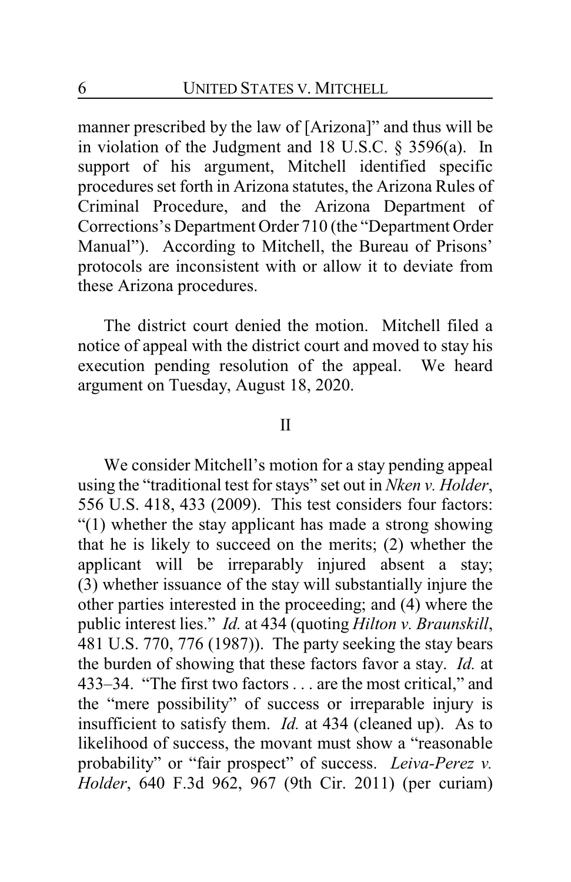manner prescribed by the law of [Arizona]" and thus will be in violation of the Judgment and 18 U.S.C. § 3596(a). In support of his argument, Mitchell identified specific procedures set forth in Arizona statutes, the Arizona Rules of Criminal Procedure, and the Arizona Department of Corrections's Department Order 710 (the "Department Order Manual"). According to Mitchell, the Bureau of Prisons' protocols are inconsistent with or allow it to deviate from these Arizona procedures.

The district court denied the motion. Mitchell filed a notice of appeal with the district court and moved to stay his execution pending resolution of the appeal. We heard argument on Tuesday, August 18, 2020.

## II

We consider Mitchell's motion for a stay pending appeal using the "traditional test for stays" set out in *Nken v. Holder*, 556 U.S. 418, 433 (2009). This test considers four factors: "(1) whether the stay applicant has made a strong showing that he is likely to succeed on the merits; (2) whether the applicant will be irreparably injured absent a stay; (3) whether issuance of the stay will substantially injure the other parties interested in the proceeding; and (4) where the public interest lies." *Id.* at 434 (quoting *Hilton v. Braunskill*, 481 U.S. 770, 776 (1987)). The party seeking the stay bears the burden of showing that these factors favor a stay. *Id.* at 433–34. "The first two factors . . . are the most critical," and the "mere possibility" of success or irreparable injury is insufficient to satisfy them. *Id.* at 434 (cleaned up). As to likelihood of success, the movant must show a "reasonable probability" or "fair prospect" of success. *Leiva-Perez v. Holder*, 640 F.3d 962, 967 (9th Cir. 2011) (per curiam)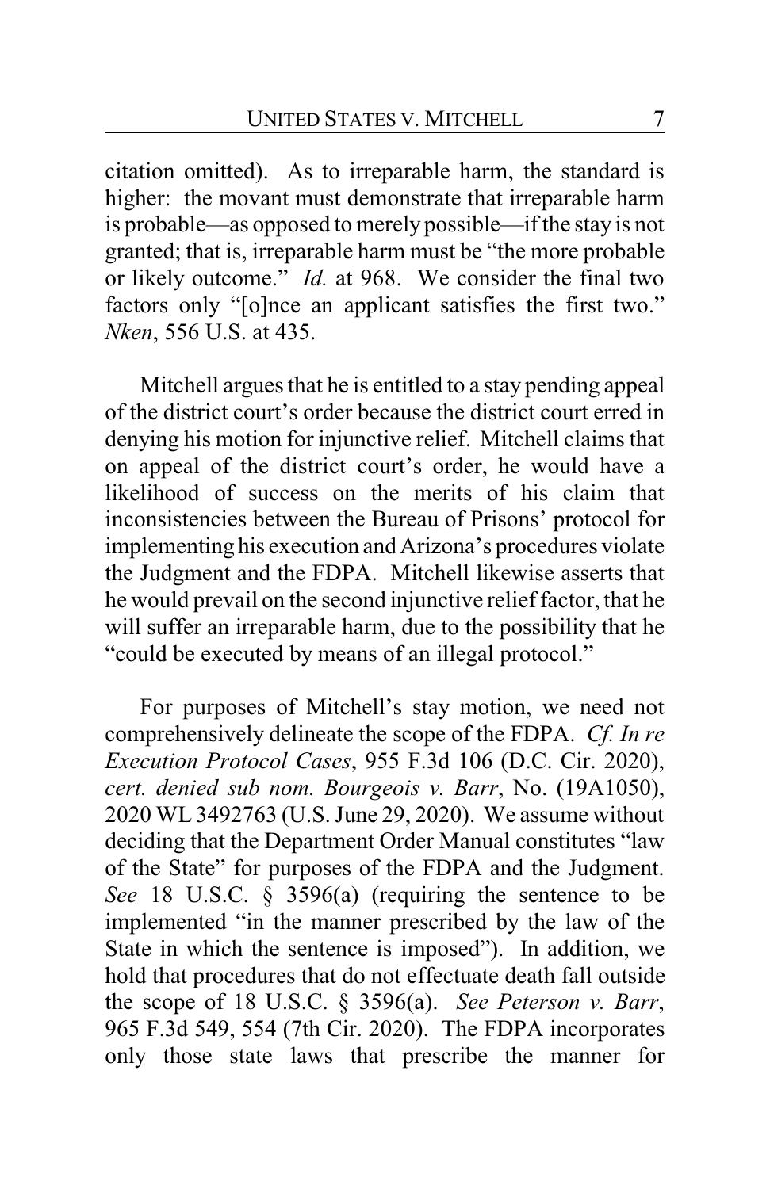citation omitted). As to irreparable harm, the standard is higher: the movant must demonstrate that irreparable harm is probable—as opposed to merely possible—if the stay is not granted; that is, irreparable harm must be "the more probable or likely outcome." *Id.* at 968. We consider the final two factors only "[o]nce an applicant satisfies the first two." *Nken*, 556 U.S. at 435.

Mitchell argues that he is entitled to a stay pending appeal of the district court's order because the district court erred in denying his motion for injunctive relief. Mitchell claims that on appeal of the district court's order, he would have a likelihood of success on the merits of his claim that inconsistencies between the Bureau of Prisons' protocol for implementing his execution and Arizona's procedures violate the Judgment and the FDPA. Mitchell likewise asserts that he would prevail on the second injunctive relief factor, that he will suffer an irreparable harm, due to the possibility that he "could be executed by means of an illegal protocol."

For purposes of Mitchell's stay motion, we need not comprehensively delineate the scope of the FDPA. *Cf. In re Execution Protocol Cases*, 955 F.3d 106 (D.C. Cir. 2020), *cert. denied sub nom. Bourgeois v. Barr*, No. (19A1050), 2020 WL 3492763 (U.S. June 29, 2020). We assume without deciding that the Department Order Manual constitutes "law of the State" for purposes of the FDPA and the Judgment. *See* 18 U.S.C. § 3596(a) (requiring the sentence to be implemented "in the manner prescribed by the law of the State in which the sentence is imposed"). In addition, we hold that procedures that do not effectuate death fall outside the scope of 18 U.S.C. § 3596(a). *See Peterson v. Barr*, 965 F.3d 549, 554 (7th Cir. 2020). The FDPA incorporates only those state laws that prescribe the manner for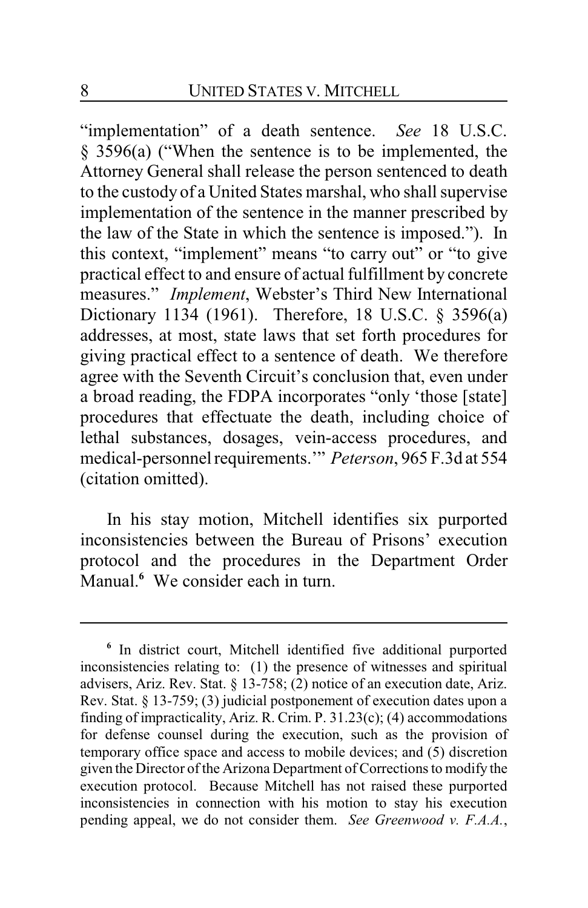"implementation" of a death sentence. *See* 18 U.S.C. § 3596(a) ("When the sentence is to be implemented, the Attorney General shall release the person sentenced to death to the custody of a United States marshal, who shall supervise implementation of the sentence in the manner prescribed by the law of the State in which the sentence is imposed."). In this context, "implement" means "to carry out" or "to give practical effect to and ensure of actual fulfillment by concrete measures." *Implement*, Webster's Third New International Dictionary 1134 (1961). Therefore, 18 U.S.C. § 3596(a) addresses, at most, state laws that set forth procedures for giving practical effect to a sentence of death. We therefore agree with the Seventh Circuit's conclusion that, even under a broad reading, the FDPA incorporates "only 'those [state] procedures that effectuate the death, including choice of lethal substances, dosages, vein-access procedures, and medical-personnel requirements.'" *Peterson*, 965 F.3d at 554 (citation omitted).

In his stay motion, Mitchell identifies six purported inconsistencies between the Bureau of Prisons' execution protocol and the procedures in the Department Order Manual.[6] We consider each in turn.

---

[6] In district court, Mitchell identified five additional purported inconsistencies relating to: (1) the presence of witnesses and spiritual advisers, Ariz. Rev. Stat. § 13-758; (2) notice of an execution date, Ariz. Rev. Stat. § 13-759; (3) judicial postponement of execution dates upon a finding of impracticality, Ariz. R. Crim. P. 31.23(c); (4) accommodations for defense counsel during the execution, such as the provision of temporary office space and access to mobile devices; and (5) discretion given the Director of the Arizona Department of Corrections to modify the execution protocol. Because Mitchell has not raised these purported inconsistencies in connection with his motion to stay his execution pending appeal, we do not consider them. *See Greenwood v. F.A.A.*,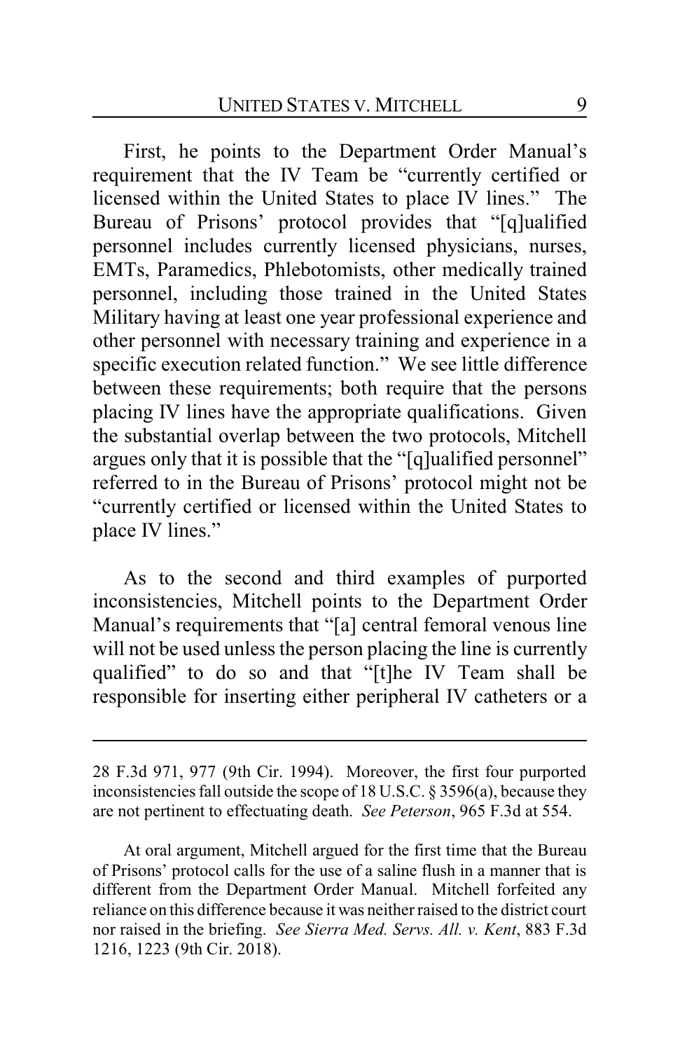First, he points to the Department Order Manual's requirement that the IV Team be "currently certified or licensed within the United States to place IV lines." The Bureau of Prisons' protocol provides that "[q]ualified personnel includes currently licensed physicians, nurses, EMTs, Paramedics, Phlebotomists, other medically trained personnel, including those trained in the United States Military having at least one year professional experience and other personnel with necessary training and experience in a specific execution related function." We see little difference between these requirements; both require that the persons placing IV lines have the appropriate qualifications. Given the substantial overlap between the two protocols, Mitchell argues only that it is possible that the "[q]ualified personnel" referred to in the Bureau of Prisons' protocol might not be "currently certified or licensed within the United States to place IV lines."

As to the second and third examples of purported inconsistencies, Mitchell points to the Department Order Manual's requirements that "[a] central femoral venous line will not be used unless the person placing the line is currently qualified" to do so and that "[t]he IV Team shall be responsible for inserting either peripheral IV catheters or a

---

28 F.3d 971, 977 (9th Cir. 1994). Moreover, the first four purported inconsistencies fall outside the scope of 18 U.S.C. § 3596(a), because they are not pertinent to effectuating death. *See Peterson*, 965 F.3d at 554.

At oral argument, Mitchell argued for the first time that the Bureau of Prisons' protocol calls for the use of a saline flush in a manner that is different from the Department Order Manual. Mitchell forfeited any reliance on this difference because it was neither raised to the district court nor raised in the briefing. *See Sierra Med. Servs. All. v. Kent*, 883 F.3d 1216, 1223 (9th Cir. 2018).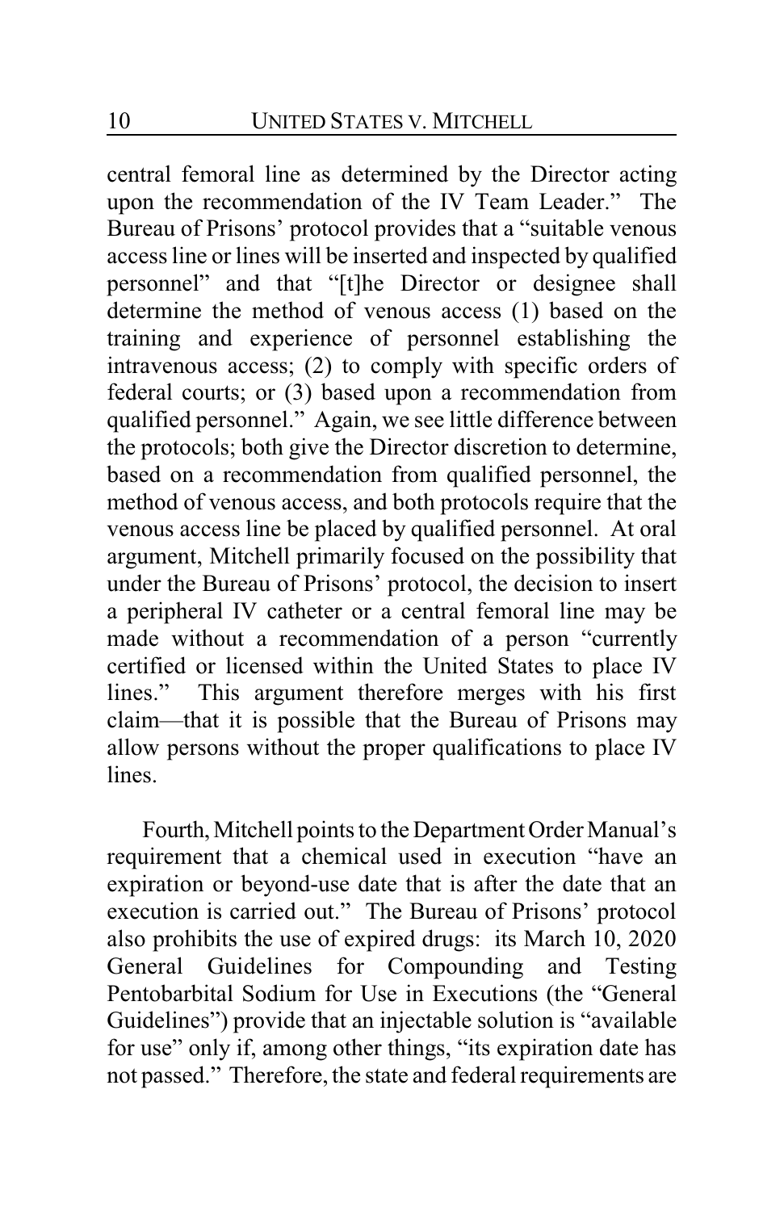central femoral line as determined by the Director acting upon the recommendation of the IV Team Leader." The Bureau of Prisons' protocol provides that a "suitable venous access line or lines will be inserted and inspected by qualified personnel" and that "[t]he Director or designee shall determine the method of venous access (1) based on the training and experience of personnel establishing the intravenous access; (2) to comply with specific orders of federal courts; or (3) based upon a recommendation from qualified personnel." Again, we see little difference between the protocols; both give the Director discretion to determine, based on a recommendation from qualified personnel, the method of venous access, and both protocols require that the venous access line be placed by qualified personnel. At oral argument, Mitchell primarily focused on the possibility that under the Bureau of Prisons' protocol, the decision to insert a peripheral IV catheter or a central femoral line may be made without a recommendation of a person "currently certified or licensed within the United States to place IV lines." This argument therefore merges with his first claim—that it is possible that the Bureau of Prisons may allow persons without the proper qualifications to place IV lines.

Fourth, Mitchell points to the Department Order Manual's requirement that a chemical used in execution "have an expiration or beyond-use date that is after the date that an execution is carried out." The Bureau of Prisons' protocol also prohibits the use of expired drugs: its March 10, 2020 General Guidelines for Compounding and Testing Pentobarbital Sodium for Use in Executions (the "General Guidelines") provide that an injectable solution is "available for use" only if, among other things, "its expiration date has not passed." Therefore, the state and federal requirements are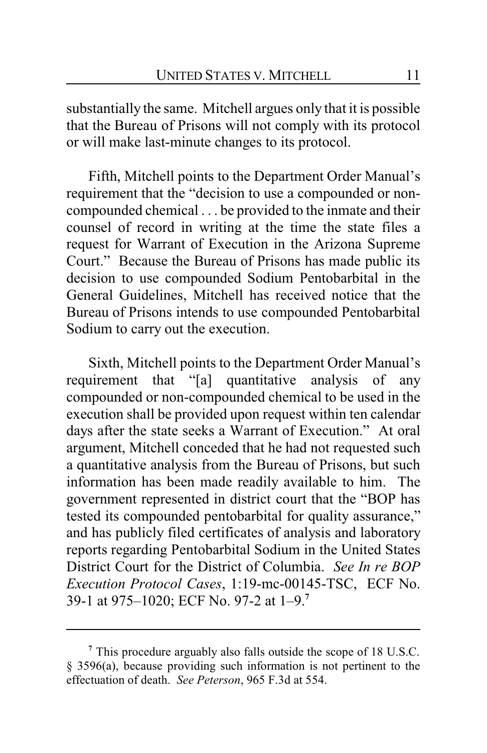substantially the same. Mitchell argues only that it is possible that the Bureau of Prisons will not comply with its protocol or will make last-minute changes to its protocol.

Fifth, Mitchell points to the Department Order Manual's requirement that the "decision to use a compounded or non-compounded chemical . . . be provided to the inmate and their counsel of record in writing at the time the state files a request for Warrant of Execution in the Arizona Supreme Court." Because the Bureau of Prisons has made public its decision to use compounded Sodium Pentobarbital in the General Guidelines, Mitchell has received notice that the Bureau of Prisons intends to use compounded Pentobarbital Sodium to carry out the execution.

Sixth, Mitchell points to the Department Order Manual's requirement that "[a] quantitative analysis of any compounded or non-compounded chemical to be used in the execution shall be provided upon request within ten calendar days after the state seeks a Warrant of Execution." At oral argument, Mitchell conceded that he had not requested such a quantitative analysis from the Bureau of Prisons, but such information has been made readily available to him. The government represented in district court that the "BOP has tested its compounded pentobarbital for quality assurance," and has publicly filed certificates of analysis and laboratory reports regarding Pentobarbital Sodium in the United States District Court for the District of Columbia. *See In re BOP Execution Protocol Cases*, 1:19-mc-00145-TSC, ECF No. 39-1 at 975–1020; ECF No. 97-2 at 1–9.[7]

---

[7] This procedure arguably also falls outside the scope of 18 U.S.C. § 3596(a), because providing such information is not pertinent to the effectuation of death. *See Peterson*, 965 F.3d at 554.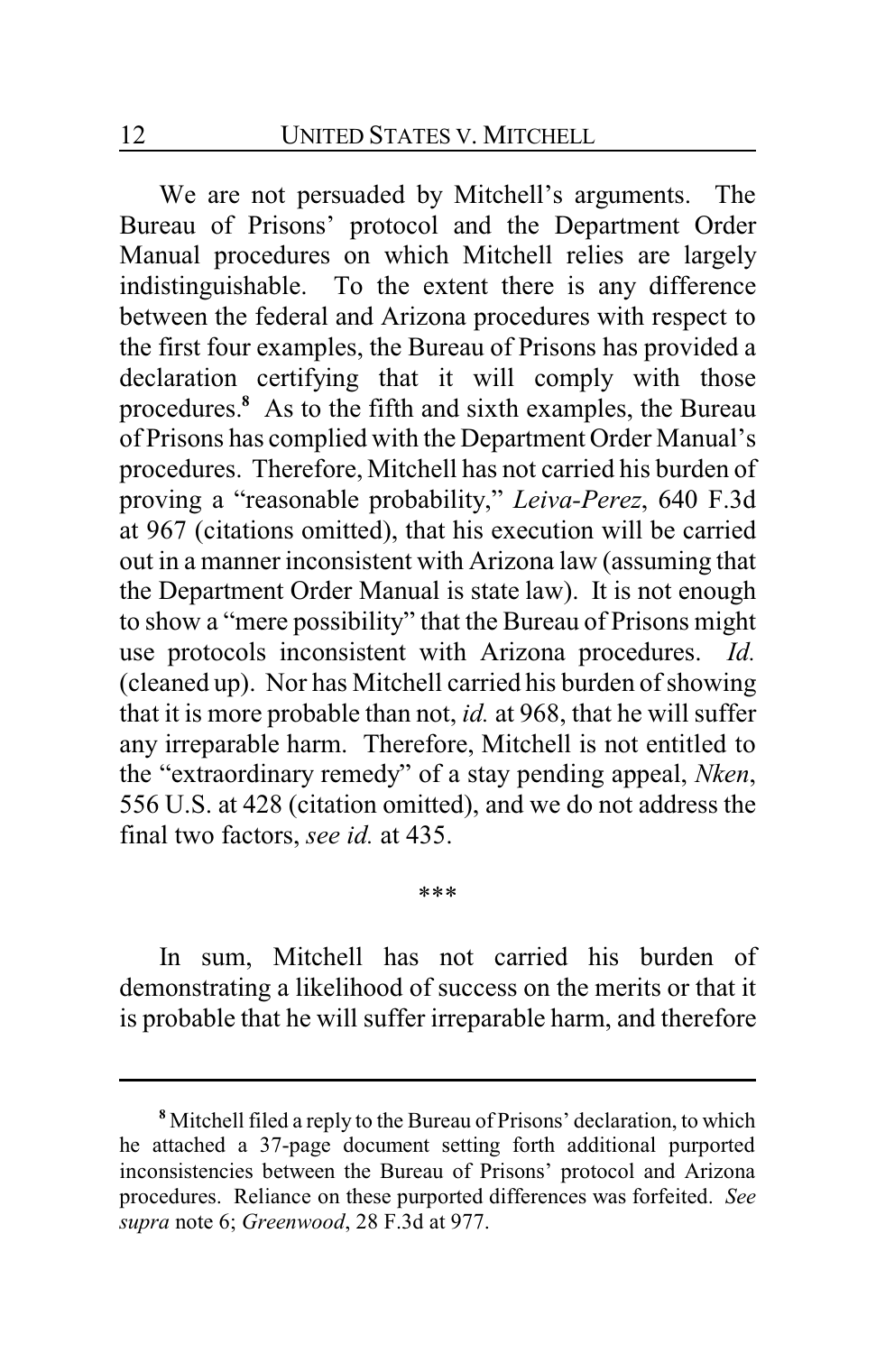We are not persuaded by Mitchell's arguments. The Bureau of Prisons' protocol and the Department Order Manual procedures on which Mitchell relies are largely indistinguishable. To the extent there is any difference between the federal and Arizona procedures with respect to the first four examples, the Bureau of Prisons has provided a declaration certifying that it will comply with those procedures.[8] As to the fifth and sixth examples, the Bureau of Prisons has complied with the Department Order Manual's procedures. Therefore, Mitchell has not carried his burden of proving a "reasonable probability," *Leiva-Perez*, 640 F.3d at 967 (citations omitted), that his execution will be carried out in a manner inconsistent with Arizona law (assuming that the Department Order Manual is state law). It is not enough to show a "mere possibility" that the Bureau of Prisons might use protocols inconsistent with Arizona procedures. *Id.* (cleaned up). Nor has Mitchell carried his burden of showing that it is more probable than not, *id.* at 968, that he will suffer any irreparable harm. Therefore, Mitchell is not entitled to the "extraordinary remedy" of a stay pending appeal, *Nken*, 556 U.S. at 428 (citation omitted), and we do not address the final two factors, *see id.* at 435.

\*\*\*

In sum, Mitchell has not carried his burden of demonstrating a likelihood of success on the merits or that it is probable that he will suffer irreparable harm, and therefore

---

[8] Mitchell filed a reply to the Bureau of Prisons' declaration, to which he attached a 37-page document setting forth additional purported inconsistencies between the Bureau of Prisons' protocol and Arizona procedures. Reliance on these purported differences was forfeited. *See supra* note 6; *Greenwood*, 28 F.3d at 977.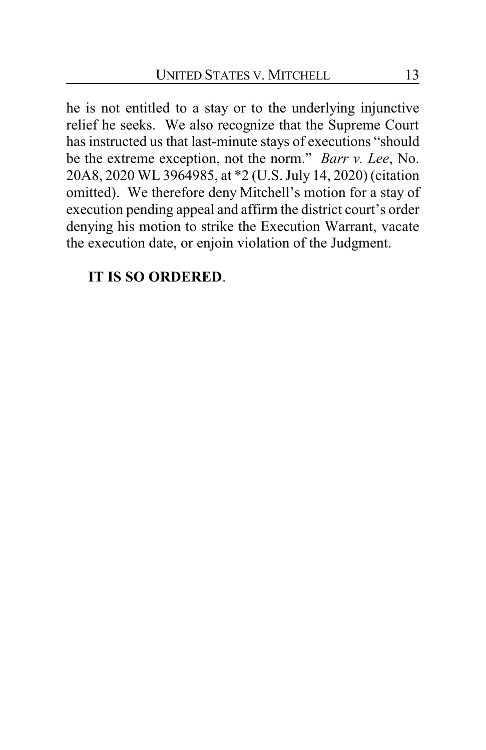he is not entitled to a stay or to the underlying injunctive relief he seeks. We also recognize that the Supreme Court has instructed us that last-minute stays of executions "should be the extreme exception, not the norm." *Barr v. Lee*, No. 20A8, 2020 WL 3964985, at *2 (U.S. July 14, 2020) (citation omitted). We therefore deny Mitchell's motion for a stay of execution pending appeal and affirm the district court's order denying his motion to strike the Execution Warrant, vacate the execution date, or enjoin violation of the Judgment.

**IT IS SO ORDERED**.